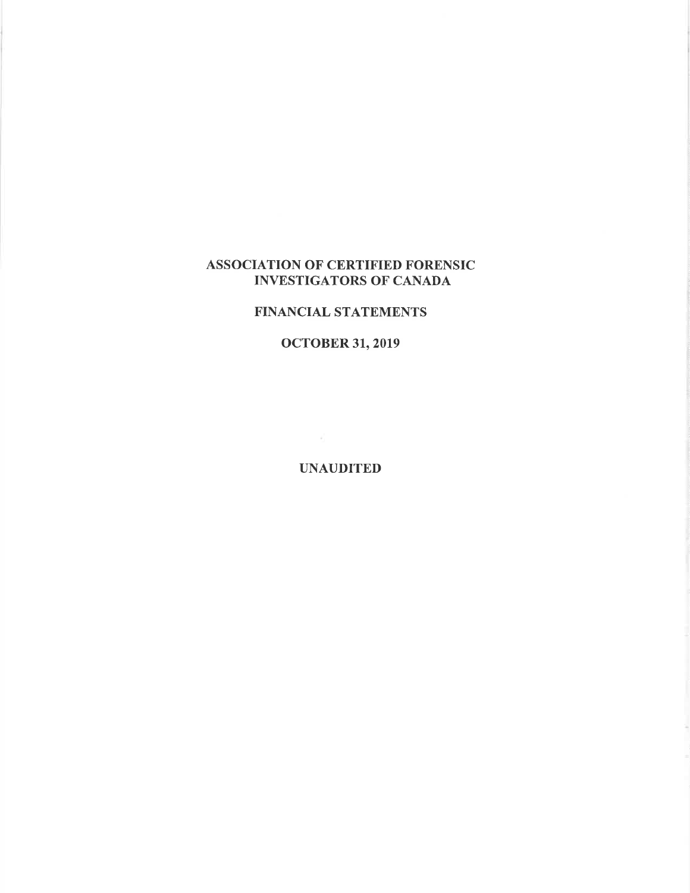# ASSOCIATION OF CERTIFIED FORENSIC INVESTIGATORS OF CANADA

## FINANCIAL STATEMENTS

## OCTOBER 31, 2019

## UNAUDITED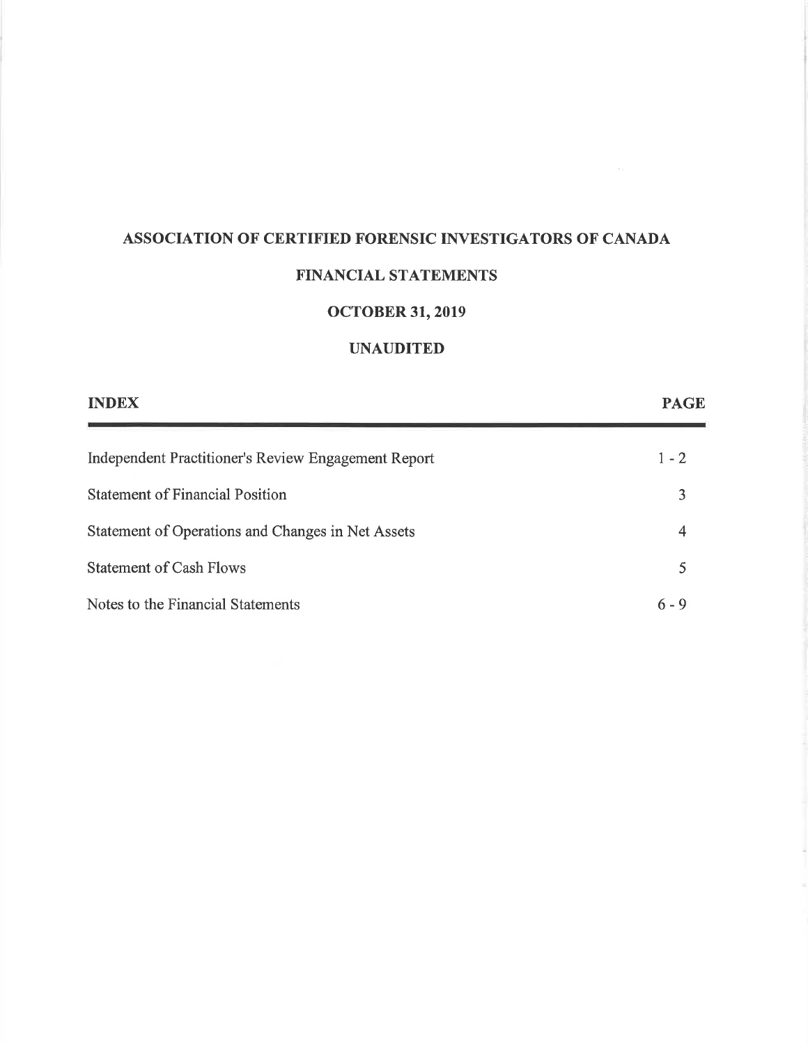# ASSOCIATION OF CERTIFIED FORENSIC INVESTIGATORS OF CANADA

## FINANCIAL STATEMENTS

## OCTOBER 31, 2019

## UNAUDITED

| INDEX | PAGE |
| --- | --- |
| Independent Practitioner's Review Engagement Report | 1 - 2 |
| Statement of Financial Position | 3 |
| Statement of Operations and Changes in Net Assets | 4 |
| Statement of Cash Flows | 5 |
| Notes to the Financial Statements | 6 - 9 |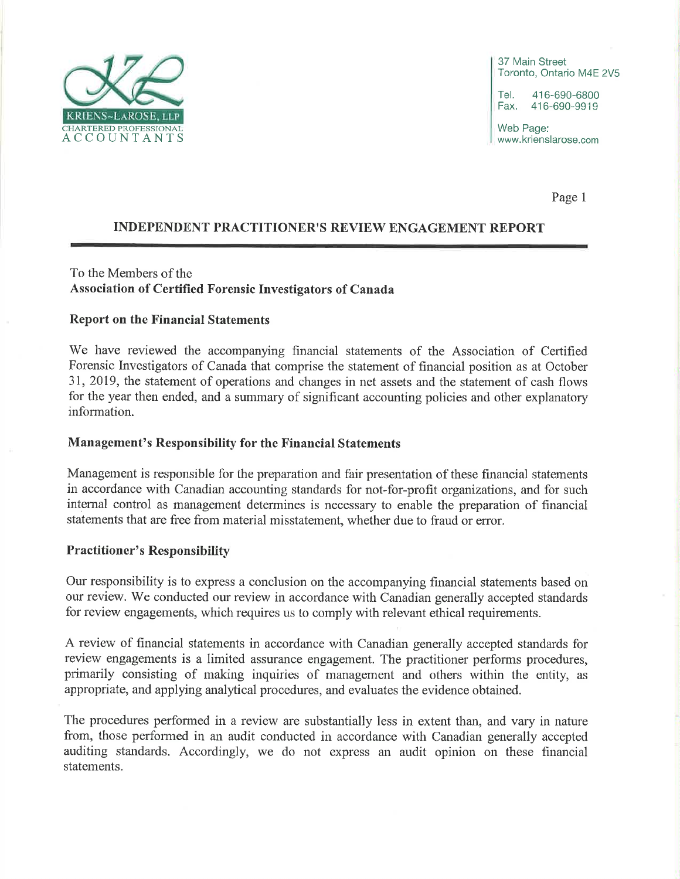KRIENS~LAROSE, LLP
CHARTERED PROFESSIONAL ACCOUNTANTS

37 Main Street
Toronto, Ontario M4E 2V5

Tel. 416-690-6800
Fax. 416-690-9919

Web Page:
www.krienslarose.com

## INDEPENDENT PRACTITIONER'S REVIEW ENGAGEMENT REPORT

To the Members of the
**Association of Certified Forensic Investigators of Canada**

### Report on the Financial Statements

We have reviewed the accompanying financial statements of the Association of Certified Forensic Investigators of Canada that comprise the statement of financial position as at October 31, 2019, the statement of operations and changes in net assets and the statement of cash flows for the year then ended, and a summary of significant accounting policies and other explanatory information.

### Management's Responsibility for the Financial Statements

Management is responsible for the preparation and fair presentation of these financial statements in accordance with Canadian accounting standards for not-for-profit organizations, and for such internal control as management determines is necessary to enable the preparation of financial statements that are free from material misstatement, whether due to fraud or error.

### Practitioner's Responsibility

Our responsibility is to express a conclusion on the accompanying financial statements based on our review. We conducted our review in accordance with Canadian generally accepted standards for review engagements, which requires us to comply with relevant ethical requirements.

A review of financial statements in accordance with Canadian generally accepted standards for review engagements is a limited assurance engagement. The practitioner performs procedures, primarily consisting of making inquiries of management and others within the entity, as appropriate, and applying analytical procedures, and evaluates the evidence obtained.

The procedures performed in a review are substantially less in extent than, and vary in nature from, those performed in an audit conducted in accordance with Canadian generally accepted auditing standards. Accordingly, we do not express an audit opinion on these financial statements.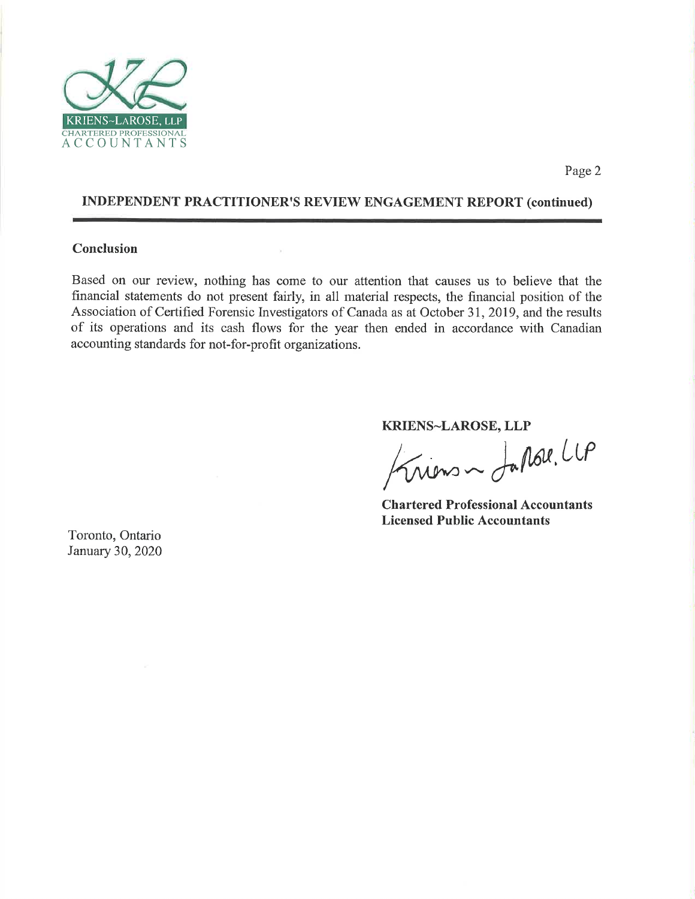## INDEPENDENT PRACTITIONER'S REVIEW ENGAGEMENT REPORT (continued)

### Conclusion

Based on our review, nothing has come to our attention that causes us to believe that the financial statements do not present fairly, in all material respects, the financial position of the Association of Certified Forensic Investigators of Canada as at October 31, 2019, and the results of its operations and its cash flows for the year then ended in accordance with Canadian accounting standards for not-for-profit organizations.

**KRIENS~LAROSE, LLP**

Kriens ~ LaRose, LLP

**Chartered Professional Accountants**
**Licensed Public Accountants**

Toronto, Ontario
January 30, 2020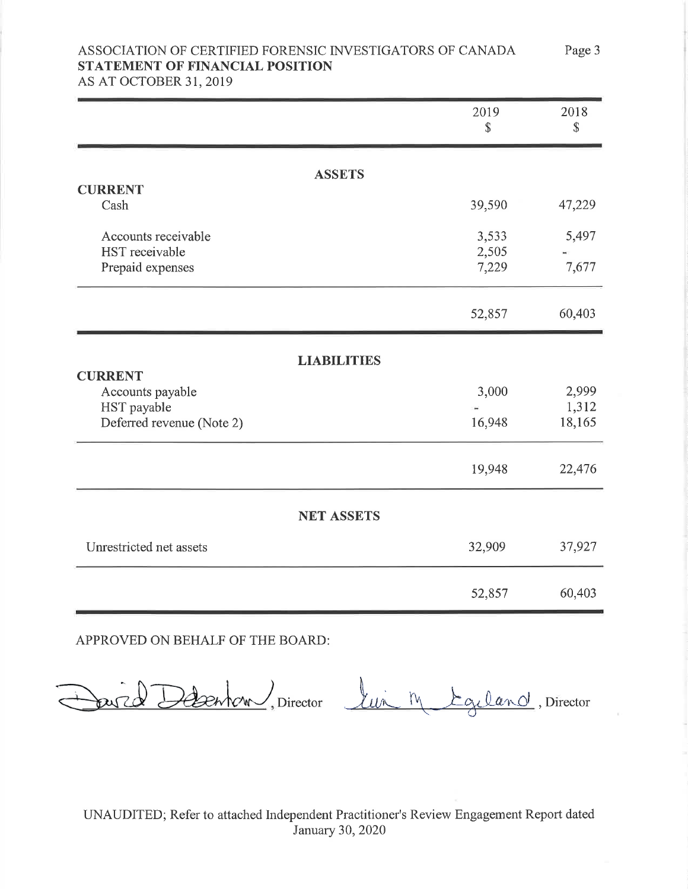# ASSOCIATION OF CERTIFIED FORENSIC INVESTIGATORS OF CANADA
## STATEMENT OF FINANCIAL POSITION
AS AT OCTOBER 31, 2019

| | 2019<br>$ | 2018<br>$ |
|---|---|---|
| **ASSETS** | | |
| **CURRENT** | | |
| Cash | 39,590 | 47,229 |
| Accounts receivable | 3,533 | 5,497 |
| HST receivable | 2,505 | - |
| Prepaid expenses | 7,229 | 7,677 |
| | 52,857 | 60,403 |
| **LIABILITIES** | | |
| **CURRENT** | | |
| Accounts payable | 3,000 | 2,999 |
| HST payable | - | 1,312 |
| Deferred revenue (Note 2) | 16,948 | 18,165 |
| | 19,948 | 22,476 |
| **NET ASSETS** | | |
| Unrestricted net assets | 32,909 | 37,927 |
| | 52,857 | 60,403 |

APPROVED ON BEHALF OF THE BOARD:

David Debenham, Director    Lui M Egeland, Director

UNAUDITED; Refer to attached Independent Practitioner's Review Engagement Report dated January 30, 2020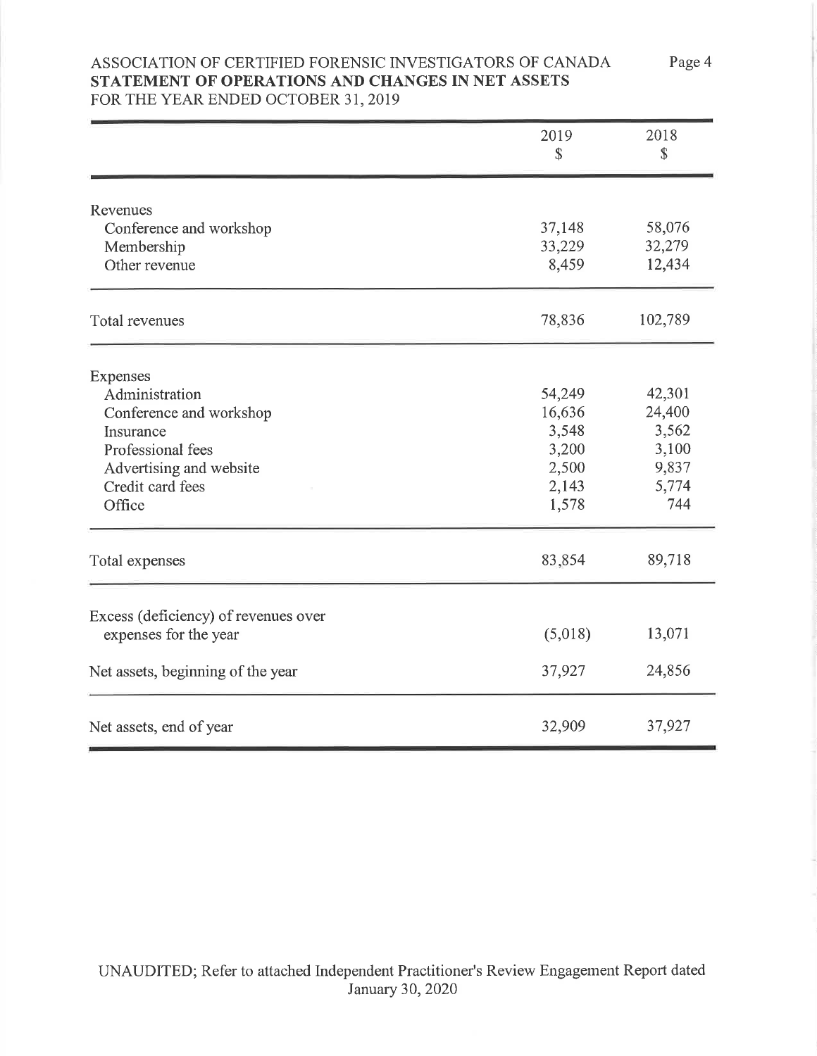ASSOCIATION OF CERTIFIED FORENSIC INVESTIGATORS OF CANADA
**STATEMENT OF OPERATIONS AND CHANGES IN NET ASSETS**
FOR THE YEAR ENDED OCTOBER 31, 2019

| | 2019<br>$ | 2018<br>$ |
|---|---|---|
| Revenues | | |
| Conference and workshop | 37,148 | 58,076 |
| Membership | 33,229 | 32,279 |
| Other revenue | 8,459 | 12,434 |
| Total revenues | 78,836 | 102,789 |
| Expenses | | |
| Administration | 54,249 | 42,301 |
| Conference and workshop | 16,636 | 24,400 |
| Insurance | 3,548 | 3,562 |
| Professional fees | 3,200 | 3,100 |
| Advertising and website | 2,500 | 9,837 |
| Credit card fees | 2,143 | 5,774 |
| Office | 1,578 | 744 |
| Total expenses | 83,854 | 89,718 |
| Excess (deficiency) of revenues over expenses for the year | (5,018) | 13,071 |
| Net assets, beginning of the year | 37,927 | 24,856 |
| Net assets, end of year | 32,909 | 37,927 |

UNAUDITED; Refer to attached Independent Practitioner's Review Engagement Report dated January 30, 2020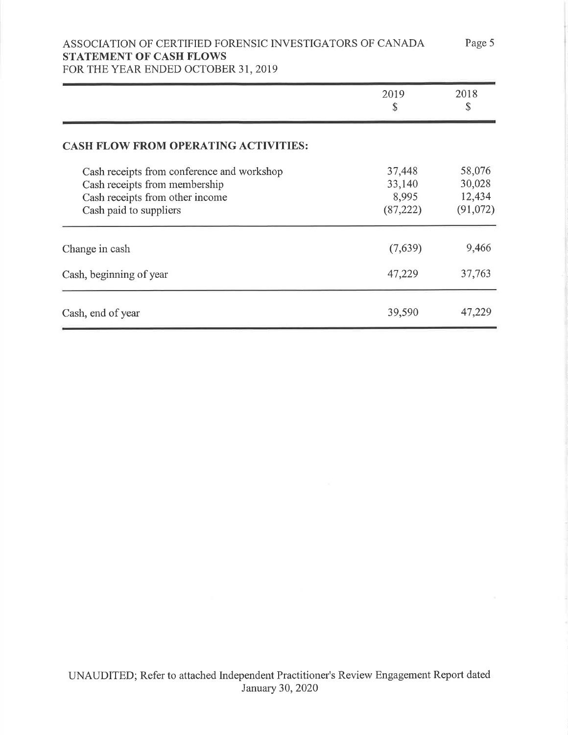ASSOCIATION OF CERTIFIED FORENSIC INVESTIGATORS OF CANADA
**STATEMENT OF CASH FLOWS**
FOR THE YEAR ENDED OCTOBER 31, 2019

| | 2019 $ | 2018 $ |
|---|---|---|
| **CASH FLOW FROM OPERATING ACTIVITIES:** | | |
| Cash receipts from conference and workshop | 37,448 | 58,076 |
| Cash receipts from membership | 33,140 | 30,028 |
| Cash receipts from other income | 8,995 | 12,434 |
| Cash paid to suppliers | (87,222) | (91,072) |
| Change in cash | (7,639) | 9,466 |
| Cash, beginning of year | 47,229 | 37,763 |
| Cash, end of year | 39,590 | 47,229 |

UNAUDITED; Refer to attached Independent Practitioner's Review Engagement Report dated January 30, 2020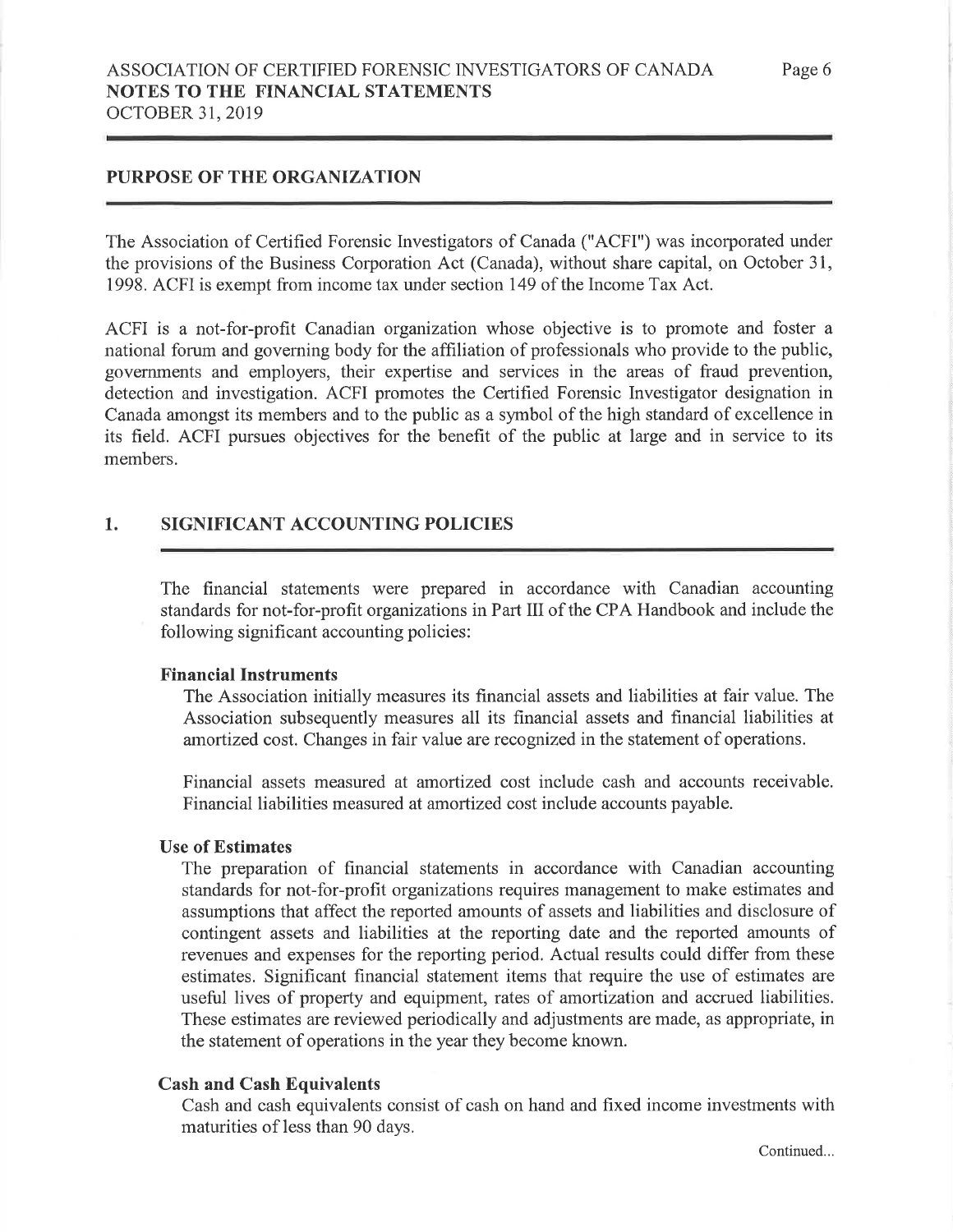## PURPOSE OF THE ORGANIZATION

The Association of Certified Forensic Investigators of Canada ("ACFI") was incorporated under the provisions of the Business Corporation Act (Canada), without share capital, on October 31, 1998. ACFI is exempt from income tax under section 149 of the Income Tax Act.

ACFI is a not-for-profit Canadian organization whose objective is to promote and foster a national forum and governing body for the affiliation of professionals who provide to the public, governments and employers, their expertise and services in the areas of fraud prevention, detection and investigation. ACFI promotes the Certified Forensic Investigator designation in Canada amongst its members and to the public as a symbol of the high standard of excellence in its field. ACFI pursues objectives for the benefit of the public at large and in service to its members.

## 1. SIGNIFICANT ACCOUNTING POLICIES

The financial statements were prepared in accordance with Canadian accounting standards for not-for-profit organizations in Part III of the CPA Handbook and include the following significant accounting policies:

### Financial Instruments

The Association initially measures its financial assets and liabilities at fair value. The Association subsequently measures all its financial assets and financial liabilities at amortized cost. Changes in fair value are recognized in the statement of operations.

Financial assets measured at amortized cost include cash and accounts receivable. Financial liabilities measured at amortized cost include accounts payable.

### Use of Estimates

The preparation of financial statements in accordance with Canadian accounting standards for not-for-profit organizations requires management to make estimates and assumptions that affect the reported amounts of assets and liabilities and disclosure of contingent assets and liabilities at the reporting date and the reported amounts of revenues and expenses for the reporting period. Actual results could differ from these estimates. Significant financial statement items that require the use of estimates are useful lives of property and equipment, rates of amortization and accrued liabilities. These estimates are reviewed periodically and adjustments are made, as appropriate, in the statement of operations in the year they become known.

### Cash and Cash Equivalents

Cash and cash equivalents consist of cash on hand and fixed income investments with maturities of less than 90 days.

Continued...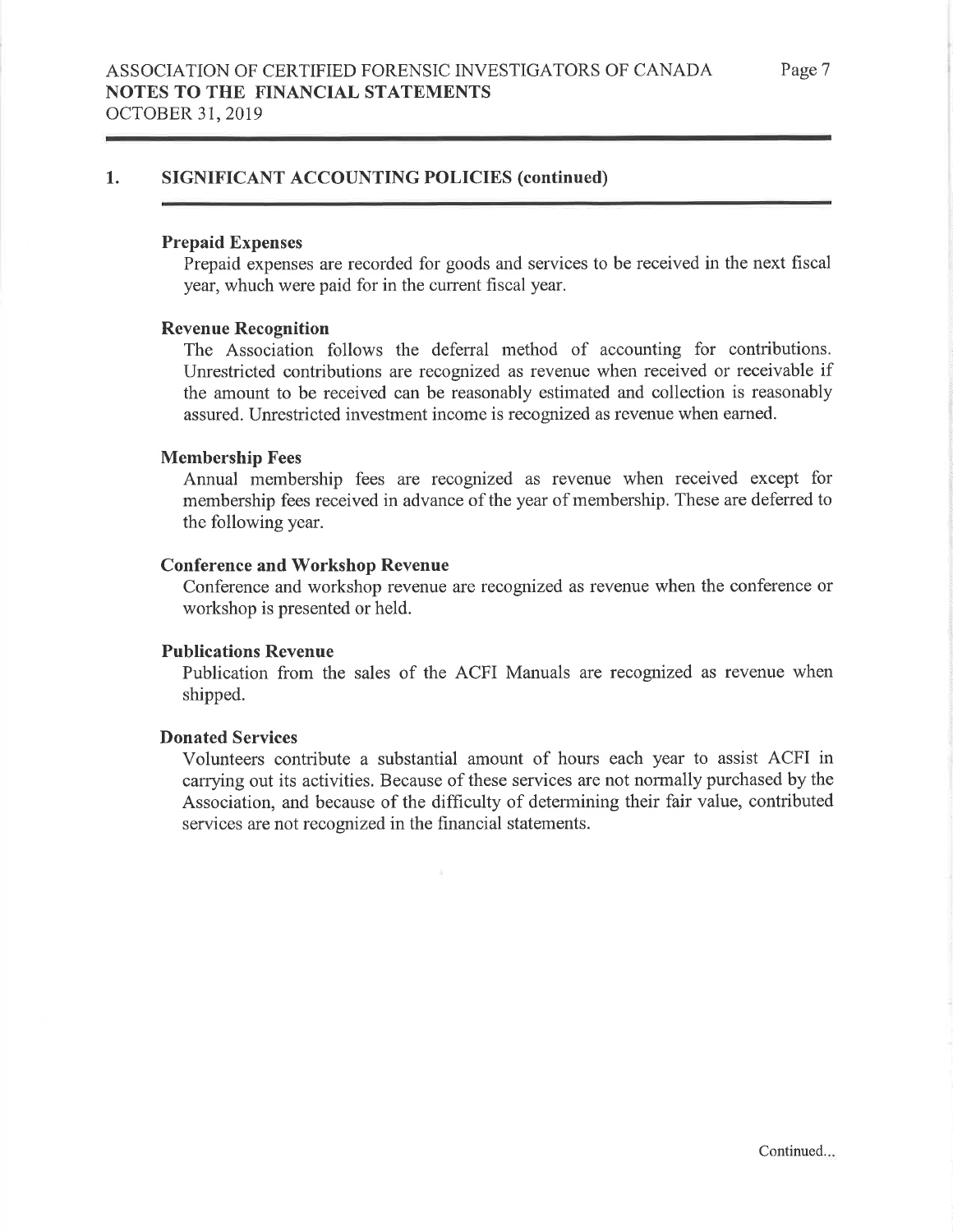## 1. SIGNIFICANT ACCOUNTING POLICIES (continued)

### Prepaid Expenses

Prepaid expenses are recorded for goods and services to be received in the next fiscal year, whuch were paid for in the current fiscal year.

### Revenue Recognition

The Association follows the deferral method of accounting for contributions. Unrestricted contributions are recognized as revenue when received or receivable if the amount to be received can be reasonably estimated and collection is reasonably assured. Unrestricted investment income is recognized as revenue when earned.

### Membership Fees

Annual membership fees are recognized as revenue when received except for membership fees received in advance of the year of membership. These are deferred to the following year.

### Conference and Workshop Revenue

Conference and workshop revenue are recognized as revenue when the conference or workshop is presented or held.

### Publications Revenue

Publication from the sales of the ACFI Manuals are recognized as revenue when shipped.

### Donated Services

Volunteers contribute a substantial amount of hours each year to assist ACFI in carrying out its activities. Because of these services are not normally purchased by the Association, and because of the difficulty of determining their fair value, contributed services are not recognized in the financial statements.

Continued...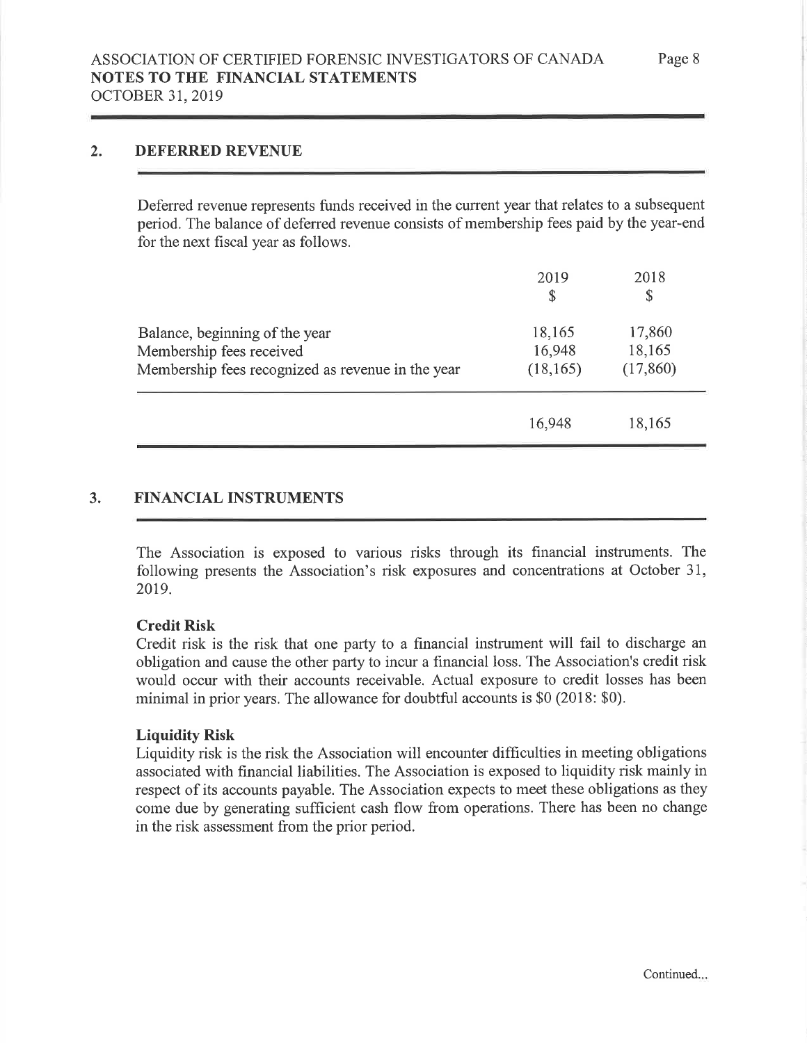## 2. DEFERRED REVENUE

Deferred revenue represents funds received in the current year that relates to a subsequent period. The balance of deferred revenue consists of membership fees paid by the year-end for the next fiscal year as follows.

| | 2019<br>$ | 2018<br>$ |
|---|---|---|
| Balance, beginning of the year | 18,165 | 17,860 |
| Membership fees received | 16,948 | 18,165 |
| Membership fees recognized as revenue in the year | (18,165) | (17,860) |
| | 16,948 | 18,165 |

## 3. FINANCIAL INSTRUMENTS

The Association is exposed to various risks through its financial instruments. The following presents the Association's risk exposures and concentrations at October 31, 2019.

**Credit Risk**
Credit risk is the risk that one party to a financial instrument will fail to discharge an obligation and cause the other party to incur a financial loss. The Association's credit risk would occur with their accounts receivable. Actual exposure to credit losses has been minimal in prior years. The allowance for doubtful accounts is $0 (2018: $0).

**Liquidity Risk**
Liquidity risk is the risk the Association will encounter difficulties in meeting obligations associated with financial liabilities. The Association is exposed to liquidity risk mainly in respect of its accounts payable. The Association expects to meet these obligations as they come due by generating sufficient cash flow from operations. There has been no change in the risk assessment from the prior period.

Continued...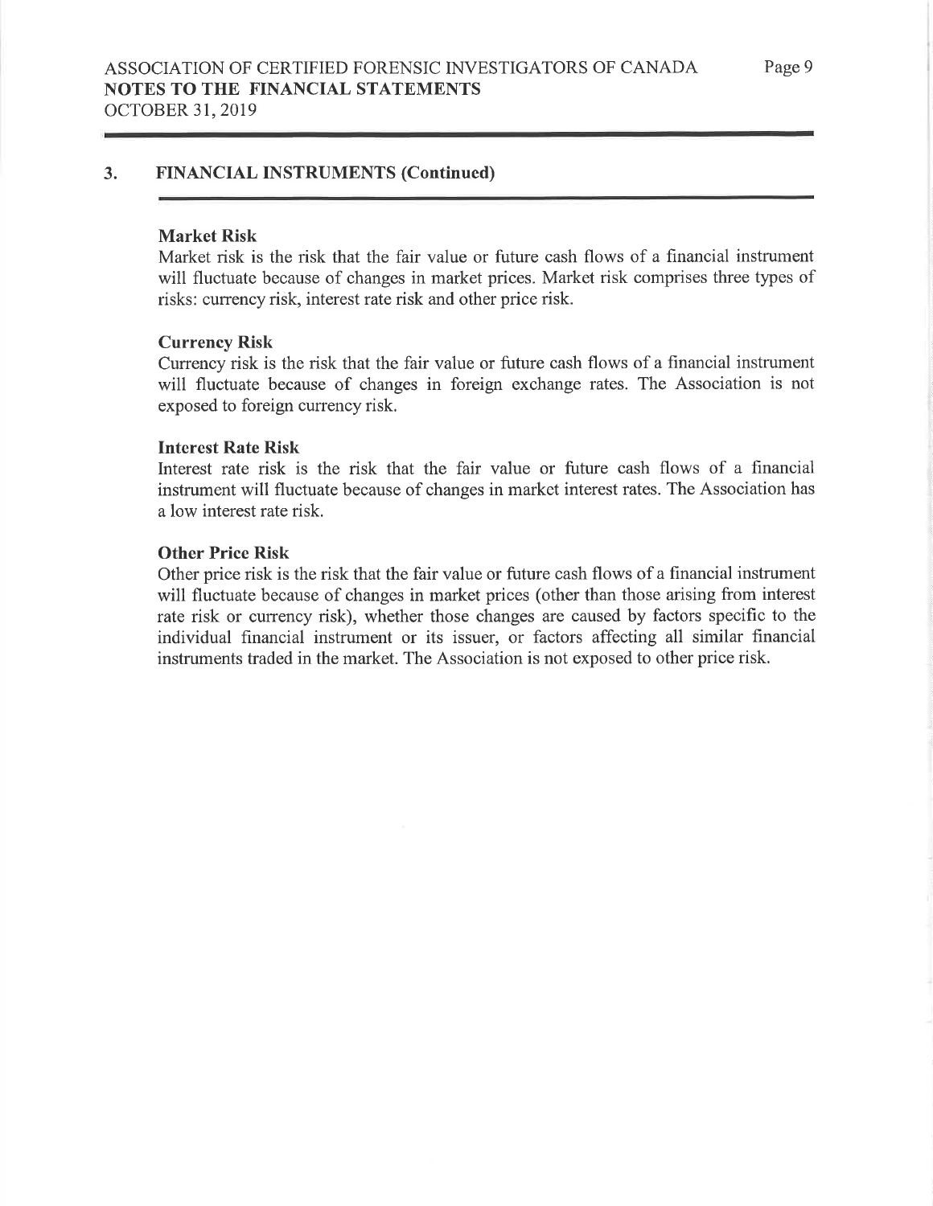## 3. FINANCIAL INSTRUMENTS (Continued)

### Market Risk

Market risk is the risk that the fair value or future cash flows of a financial instrument will fluctuate because of changes in market prices. Market risk comprises three types of risks: currency risk, interest rate risk and other price risk.

### Currency Risk

Currency risk is the risk that the fair value or future cash flows of a financial instrument will fluctuate because of changes in foreign exchange rates. The Association is not exposed to foreign currency risk.

### Interest Rate Risk

Interest rate risk is the risk that the fair value or future cash flows of a financial instrument will fluctuate because of changes in market interest rates. The Association has a low interest rate risk.

### Other Price Risk

Other price risk is the risk that the fair value or future cash flows of a financial instrument will fluctuate because of changes in market prices (other than those arising from interest rate risk or currency risk), whether those changes are caused by factors specific to the individual financial instrument or its issuer, or factors affecting all similar financial instruments traded in the market. The Association is not exposed to other price risk.